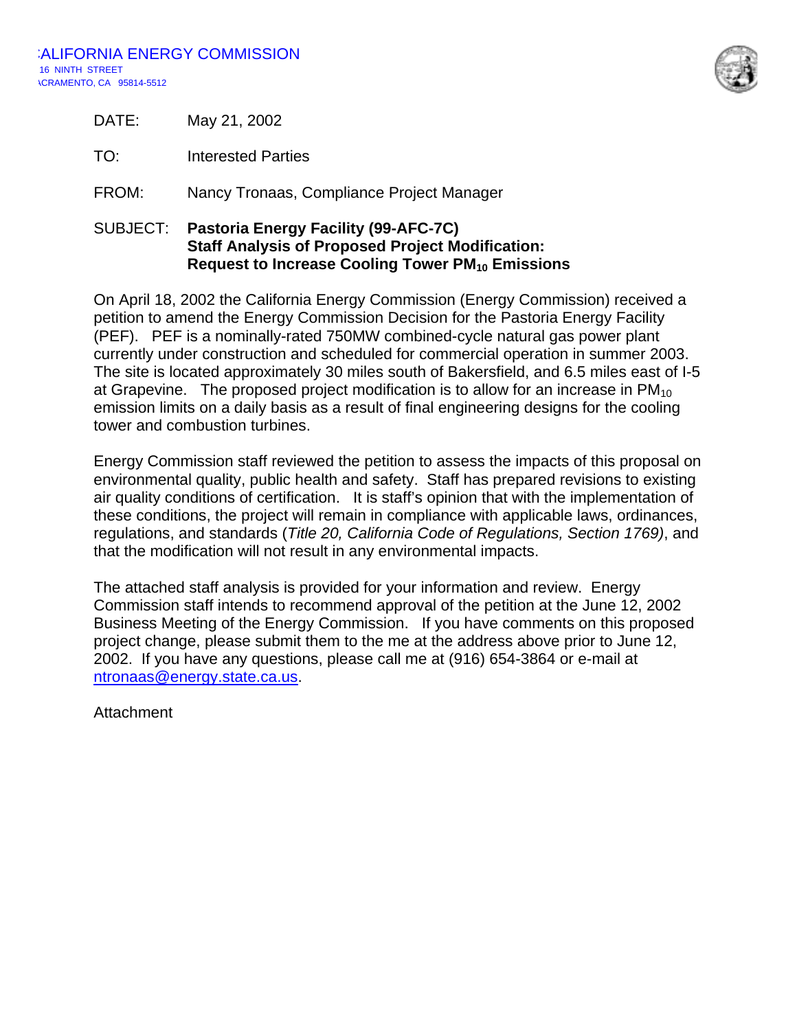:ALIFORNIA ENERGY COMMISSION
16 NINTH STREET
\CRAMENTO, CA 95814-5512

DATE: May 21, 2002

TO: Interested Parties

FROM: Nancy Tronaas, Compliance Project Manager

SUBJECT: **Pastoria Energy Facility (99-AFC-7C)**
**Staff Analysis of Proposed Project Modification:**
**Request to Increase Cooling Tower $PM_{10}$ Emissions**

On April 18, 2002 the California Energy Commission (Energy Commission) received a petition to amend the Energy Commission Decision for the Pastoria Energy Facility (PEF). PEF is a nominally-rated 750MW combined-cycle natural gas power plant currently under construction and scheduled for commercial operation in summer 2003. The site is located approximately 30 miles south of Bakersfield, and 6.5 miles east of I-5 at Grapevine. The proposed project modification is to allow for an increase in $PM_{10}$ emission limits on a daily basis as a result of final engineering designs for the cooling tower and combustion turbines.

Energy Commission staff reviewed the petition to assess the impacts of this proposal on environmental quality, public health and safety. Staff has prepared revisions to existing air quality conditions of certification. It is staff's opinion that with the implementation of these conditions, the project will remain in compliance with applicable laws, ordinances, regulations, and standards (*Title 20, California Code of Regulations, Section 1769)*, and that the modification will not result in any environmental impacts.

The attached staff analysis is provided for your information and review. Energy Commission staff intends to recommend approval of the petition at the June 12, 2002 Business Meeting of the Energy Commission. If you have comments on this proposed project change, please submit them to the me at the address above prior to June 12, 2002. If you have any questions, please call me at (916) 654-3864 or e-mail at ntronaas@energy.state.ca.us.

Attachment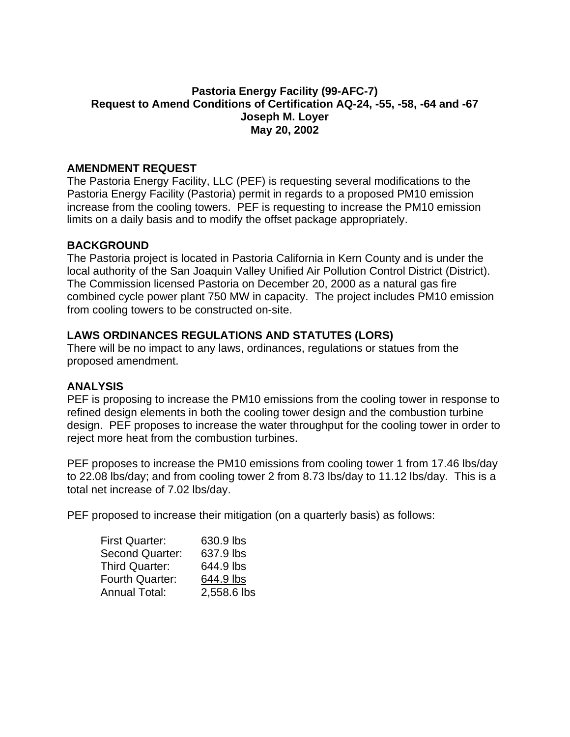**Pastoria Energy Facility (99-AFC-7)**
**Request to Amend Conditions of Certification AQ-24, -55, -58, -64 and -67**
**Joseph M. Loyer**
**May 20, 2002**

## AMENDMENT REQUEST

The Pastoria Energy Facility, LLC (PEF) is requesting several modifications to the Pastoria Energy Facility (Pastoria) permit in regards to a proposed PM10 emission increase from the cooling towers. PEF is requesting to increase the PM10 emission limits on a daily basis and to modify the offset package appropriately.

## BACKGROUND

The Pastoria project is located in Pastoria California in Kern County and is under the local authority of the San Joaquin Valley Unified Air Pollution Control District (District). The Commission licensed Pastoria on December 20, 2000 as a natural gas fire combined cycle power plant 750 MW in capacity. The project includes PM10 emission from cooling towers to be constructed on-site.

## LAWS ORDINANCES REGULATIONS AND STATUTES (LORS)

There will be no impact to any laws, ordinances, regulations or statues from the proposed amendment.

## ANALYSIS

PEF is proposing to increase the PM10 emissions from the cooling tower in response to refined design elements in both the cooling tower design and the combustion turbine design. PEF proposes to increase the water throughput for the cooling tower in order to reject more heat from the combustion turbines.

PEF proposes to increase the PM10 emissions from cooling tower 1 from 17.46 lbs/day to 22.08 lbs/day; and from cooling tower 2 from 8.73 lbs/day to 11.12 lbs/day. This is a total net increase of 7.02 lbs/day.

PEF proposed to increase their mitigation (on a quarterly basis) as follows:

| | |
|---|---|
| First Quarter: | 630.9 lbs |
| Second Quarter: | 637.9 lbs |
| Third Quarter: | 644.9 lbs |
| Fourth Quarter: | 644.9 lbs |
| Annual Total: | 2,558.6 lbs |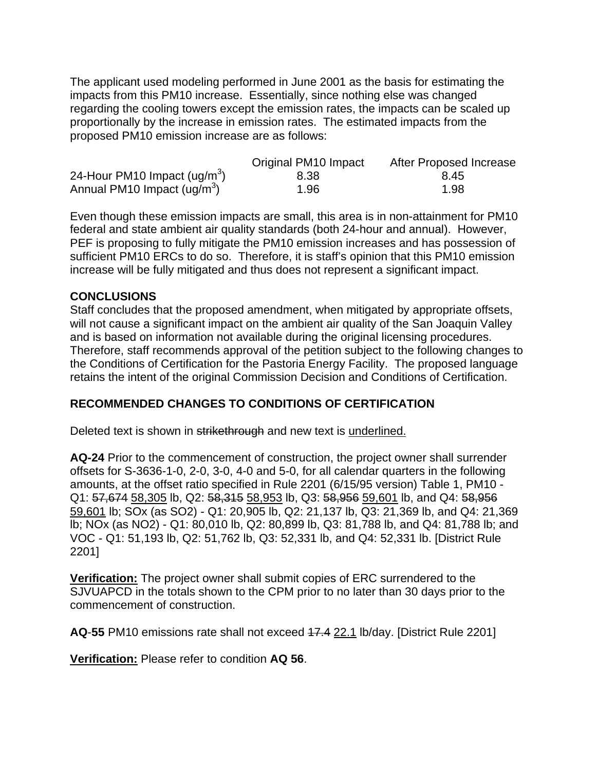The applicant used modeling performed in June 2001 as the basis for estimating the impacts from this PM10 increase. Essentially, since nothing else was changed regarding the cooling towers except the emission rates, the impacts can be scaled up proportionally by the increase in emission rates. The estimated impacts from the proposed PM10 emission increase are as follows:

| | Original PM10 Impact | After Proposed Increase |
|---|---|---|
| 24-Hour PM10 Impact (ug/m$^3$) | 8.38 | 8.45 |
| Annual PM10 Impact (ug/m$^3$) | 1.96 | 1.98 |

Even though these emission impacts are small, this area is in non-attainment for PM10 federal and state ambient air quality standards (both 24-hour and annual). However, PEF is proposing to fully mitigate the PM10 emission increases and has possession of sufficient PM10 ERCs to do so. Therefore, it is staff's opinion that this PM10 emission increase will be fully mitigated and thus does not represent a significant impact.

**CONCLUSIONS**

Staff concludes that the proposed amendment, when mitigated by appropriate offsets, will not cause a significant impact on the ambient air quality of the San Joaquin Valley and is based on information not available during the original licensing procedures. Therefore, staff recommends approval of the petition subject to the following changes to the Conditions of Certification for the Pastoria Energy Facility. The proposed language retains the intent of the original Commission Decision and Conditions of Certification.

**RECOMMENDED CHANGES TO CONDITIONS OF CERTIFICATION**

Deleted text is shown in ~~strikethrough~~ and new text is <u>underlined.</u>

**AQ-24** Prior to the commencement of construction, the project owner shall surrender offsets for S-3636-1-0, 2-0, 3-0, 4-0 and 5-0, for all calendar quarters in the following amounts, at the offset ratio specified in Rule 2201 (6/15/95 version) Table 1, PM10 - Q1: ~~57,674~~ <u>58,305</u> lb, Q2: ~~58,315~~ <u>58,953</u> lb, Q3: ~~58,956~~ <u>59,601</u> lb, and Q4: ~~58,956~~ <u>59,601</u> lb; SOx (as SO2) - Q1: 20,905 lb, Q2: 21,137 lb, Q3: 21,369 lb, and Q4: 21,369 lb; NOx (as NO2) - Q1: 80,010 lb, Q2: 80,899 lb, Q3: 81,788 lb, and Q4: 81,788 lb; and VOC - Q1: 51,193 lb, Q2: 51,762 lb, Q3: 52,331 lb, and Q4: 52,331 lb. [District Rule 2201]

**<u>Verification:</u>** The project owner shall submit copies of ERC surrendered to the SJVUAPCD in the totals shown to the CPM prior to no later than 30 days prior to the commencement of construction.

**AQ-55** PM10 emissions rate shall not exceed ~~17.4~~ <u>22.1</u> lb/day. [District Rule 2201]

**<u>Verification:</u>** Please refer to condition **AQ 56**.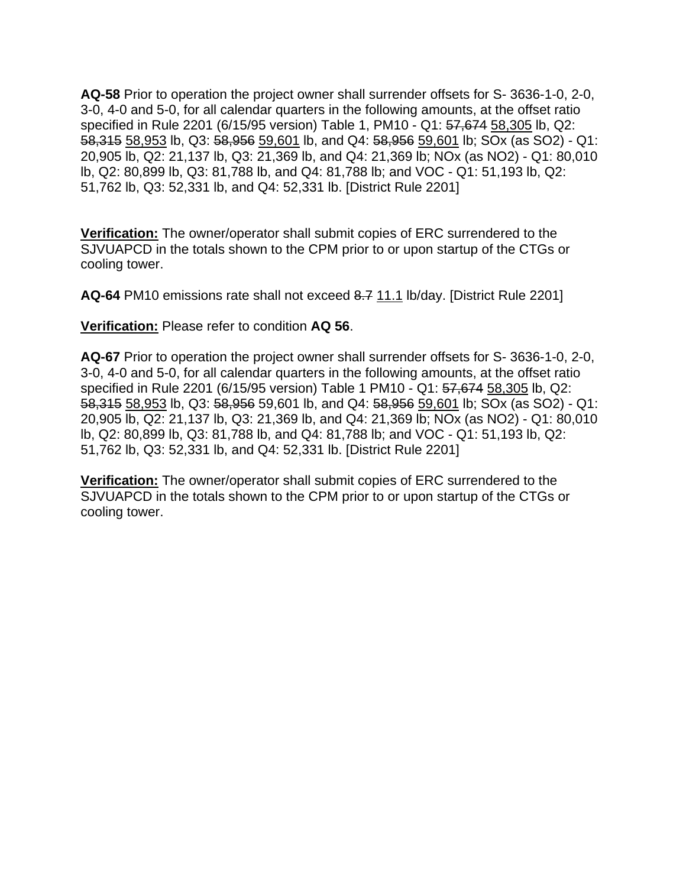**AQ-58** Prior to operation the project owner shall surrender offsets for S- 3636-1-0, 2-0, 3-0, 4-0 and 5-0, for all calendar quarters in the following amounts, at the offset ratio specified in Rule 2201 (6/15/95 version) Table 1, PM10 - Q1: ~~57,674~~ <u>58,305</u> lb, Q2: ~~58,315~~ <u>58,953</u> lb, Q3: ~~58,956~~ <u>59,601</u> lb, and Q4: ~~58,956~~ <u>59,601</u> lb; SOx (as SO2) - Q1: 20,905 lb, Q2: 21,137 lb, Q3: 21,369 lb, and Q4: 21,369 lb; NOx (as NO2) - Q1: 80,010 lb, Q2: 80,899 lb, Q3: 81,788 lb, and Q4: 81,788 lb; and VOC - Q1: 51,193 lb, Q2: 51,762 lb, Q3: 52,331 lb, and Q4: 52,331 lb. [District Rule 2201]

**<u>Verification:</u>** The owner/operator shall submit copies of ERC surrendered to the SJVUAPCD in the totals shown to the CPM prior to or upon startup of the CTGs or cooling tower.

**AQ-64** PM10 emissions rate shall not exceed ~~8.7~~ <u>11.1</u> lb/day. [District Rule 2201]

**<u>Verification:</u>** Please refer to condition **AQ 56**.

**AQ-67** Prior to operation the project owner shall surrender offsets for S- 3636-1-0, 2-0, 3-0, 4-0 and 5-0, for all calendar quarters in the following amounts, at the offset ratio specified in Rule 2201 (6/15/95 version) Table 1 PM10 - Q1: ~~57,674~~ <u>58,305</u> lb, Q2: ~~58,315~~ <u>58,953</u> lb, Q3: ~~58,956~~ 59,601 lb, and Q4: ~~58,956~~ <u>59,601</u> lb; SOx (as SO2) - Q1: 20,905 lb, Q2: 21,137 lb, Q3: 21,369 lb, and Q4: 21,369 lb; NOx (as NO2) - Q1: 80,010 lb, Q2: 80,899 lb, Q3: 81,788 lb, and Q4: 81,788 lb; and VOC - Q1: 51,193 lb, Q2: 51,762 lb, Q3: 52,331 lb, and Q4: 52,331 lb. [District Rule 2201]

**<u>Verification:</u>** The owner/operator shall submit copies of ERC surrendered to the SJVUAPCD in the totals shown to the CPM prior to or upon startup of the CTGs or cooling tower.